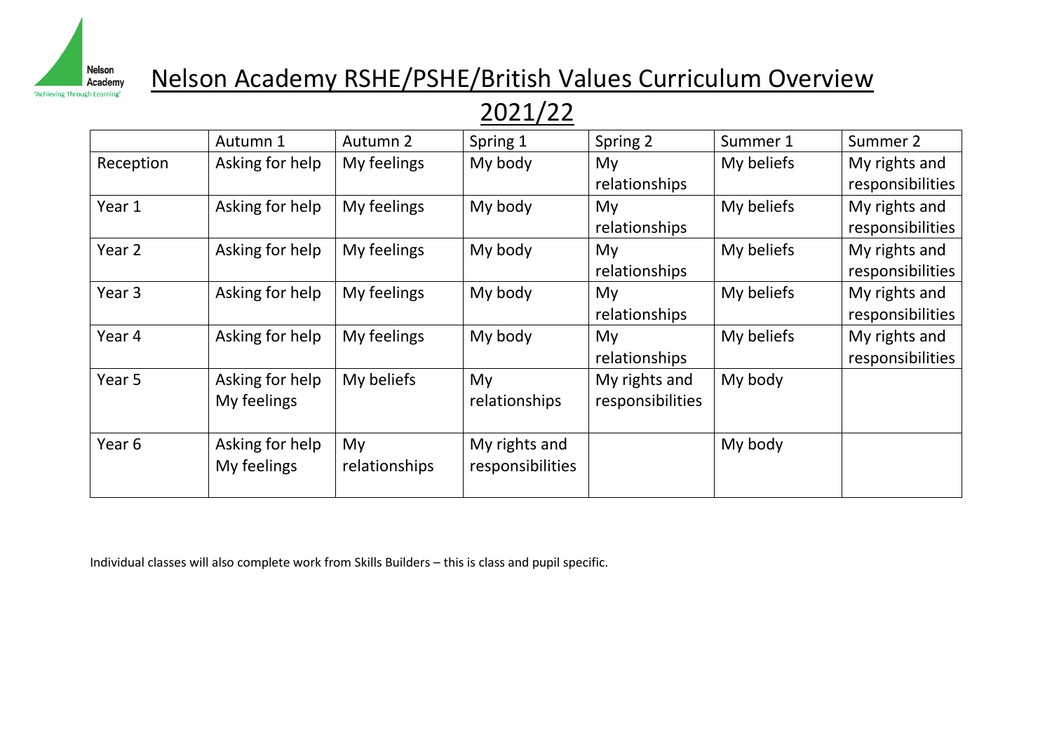# Nelson Academy RSHE/PSHE/British Values Curriculum Overview 2021/22

| | Autumn 1 | Autumn 2 | Spring 1 | Spring 2 | Summer 1 | Summer 2 |
|---|---|---|---|---|---|---|
| Reception | Asking for help | My feelings | My body | My relationships | My beliefs | My rights and responsibilities |
| Year 1 | Asking for help | My feelings | My body | My relationships | My beliefs | My rights and responsibilities |
| Year 2 | Asking for help | My feelings | My body | My relationships | My beliefs | My rights and responsibilities |
| Year 3 | Asking for help | My feelings | My body | My relationships | My beliefs | My rights and responsibilities |
| Year 4 | Asking for help | My feelings | My body | My relationships | My beliefs | My rights and responsibilities |
| Year 5 | Asking for help<br>My feelings | My beliefs | My relationships | My rights and responsibilities | My body | |
| Year 6 | Asking for help<br>My feelings | My relationships | My rights and responsibilities | | My body | |

Individual classes will also complete work from Skills Builders – this is class and pupil specific.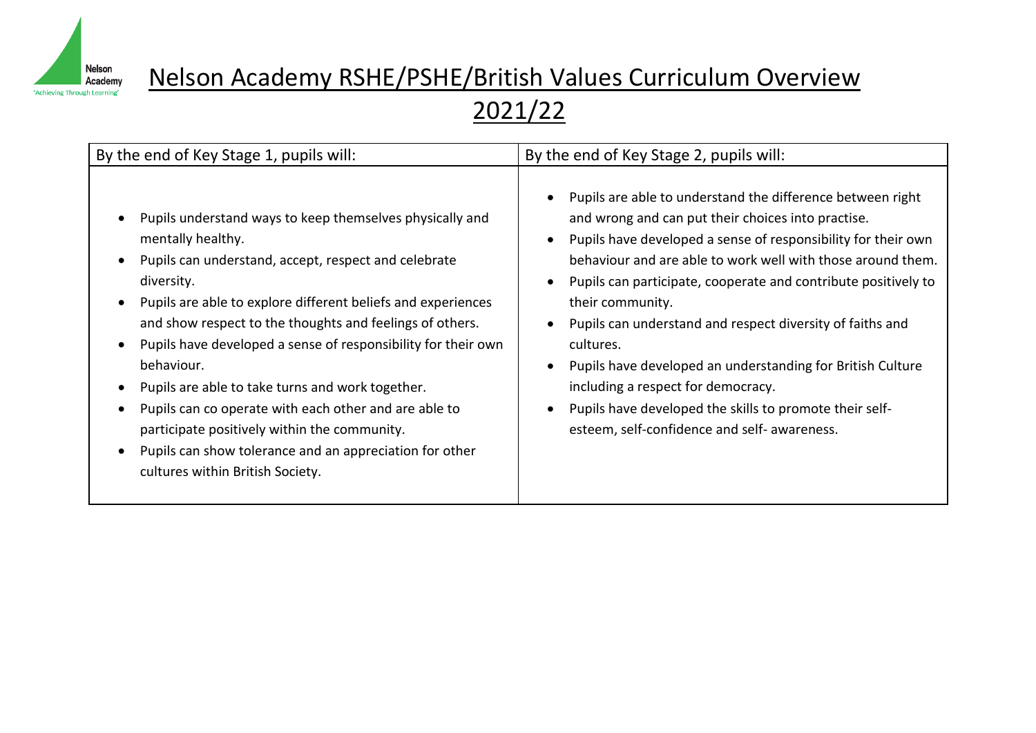Nelson Academy
'Achieving Through Learning'

# Nelson Academy RSHE/PSHE/British Values Curriculum Overview 2021/22

| By the end of Key Stage 1, pupils will: | By the end of Key Stage 2, pupils will: |
|---|---|
| <ul><li>Pupils understand ways to keep themselves physically and mentally healthy.</li><li>Pupils can understand, accept, respect and celebrate diversity.</li><li>Pupils are able to explore different beliefs and experiences and show respect to the thoughts and feelings of others.</li><li>Pupils have developed a sense of responsibility for their own behaviour.</li><li>Pupils are able to take turns and work together.</li><li>Pupils can co operate with each other and are able to participate positively within the community.</li><li>Pupils can show tolerance and an appreciation for other cultures within British Society.</li></ul> | <ul><li>Pupils are able to understand the difference between right and wrong and can put their choices into practise.</li><li>Pupils have developed a sense of responsibility for their own behaviour and are able to work well with those around them.</li><li>Pupils can participate, cooperate and contribute positively to their community.</li><li>Pupils can understand and respect diversity of faiths and cultures.</li><li>Pupils have developed an understanding for British Culture including a respect for democracy.</li><li>Pupils have developed the skills to promote their self-esteem, self-confidence and self- awareness.</li></ul> |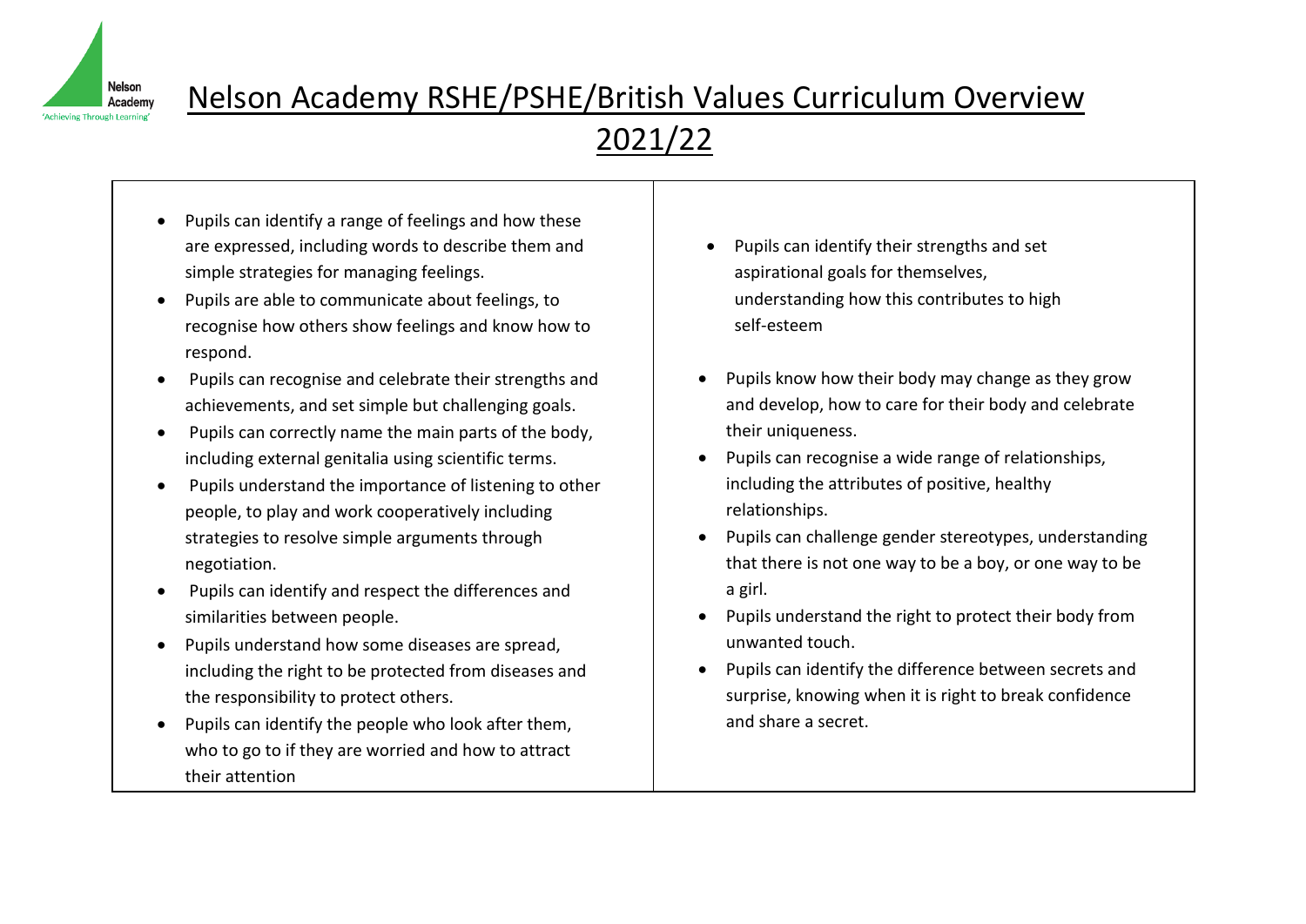# Nelson Academy RSHE/PSHE/British Values Curriculum Overview 2021/22

| | |
|---|---|
| • Pupils can identify a range of feelings and how these are expressed, including words to describe them and simple strategies for managing feelings.<br>• Pupils are able to communicate about feelings, to recognise how others show feelings and know how to respond.<br>• Pupils can recognise and celebrate their strengths and achievements, and set simple but challenging goals.<br>• Pupils can correctly name the main parts of the body, including external genitalia using scientific terms.<br>• Pupils understand the importance of listening to other people, to play and work cooperatively including strategies to resolve simple arguments through negotiation.<br>• Pupils can identify and respect the differences and similarities between people.<br>• Pupils understand how some diseases are spread, including the right to be protected from diseases and the responsibility to protect others.<br>• Pupils can identify the people who look after them, who to go to if they are worried and how to attract their attention | • Pupils can identify their strengths and set aspirational goals for themselves, understanding how this contributes to high self-esteem<br>• Pupils know how their body may change as they grow and develop, how to care for their body and celebrate their uniqueness.<br>• Pupils can recognise a wide range of relationships, including the attributes of positive, healthy relationships.<br>• Pupils can challenge gender stereotypes, understanding that there is not one way to be a boy, or one way to be a girl.<br>• Pupils understand the right to protect their body from unwanted touch.<br>• Pupils can identify the difference between secrets and surprise, knowing when it is right to break confidence and share a secret. |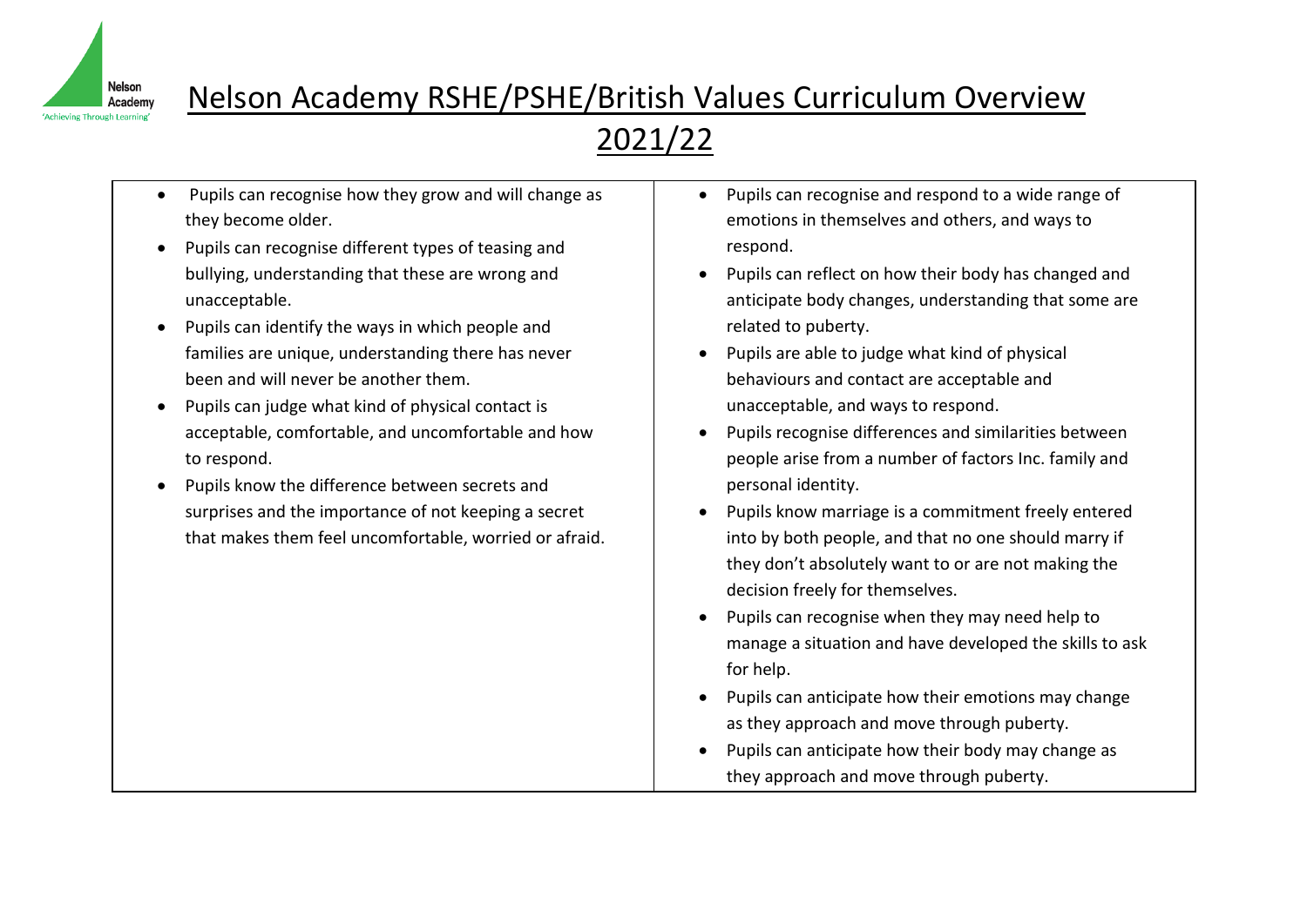# Nelson Academy RSHE/PSHE/British Values Curriculum Overview 2021/22

| | |
|---|---|
| • Pupils can recognise how they grow and will change as they become older.<br>• Pupils can recognise different types of teasing and bullying, understanding that these are wrong and unacceptable.<br>• Pupils can identify the ways in which people and families are unique, understanding there has never been and will never be another them.<br>• Pupils can judge what kind of physical contact is acceptable, comfortable, and uncomfortable and how to respond.<br>• Pupils know the difference between secrets and surprises and the importance of not keeping a secret that makes them feel uncomfortable, worried or afraid. | • Pupils can recognise and respond to a wide range of emotions in themselves and others, and ways to respond.<br>• Pupils can reflect on how their body has changed and anticipate body changes, understanding that some are related to puberty.<br>• Pupils are able to judge what kind of physical behaviours and contact are acceptable and unacceptable, and ways to respond.<br>• Pupils recognise differences and similarities between people arise from a number of factors Inc. family and personal identity.<br>• Pupils know marriage is a commitment freely entered into by both people, and that no one should marry if they don't absolutely want to or are not making the decision freely for themselves.<br>• Pupils can recognise when they may need help to manage a situation and have developed the skills to ask for help.<br>• Pupils can anticipate how their emotions may change as they approach and move through puberty.<br>• Pupils can anticipate how their body may change as they approach and move through puberty. |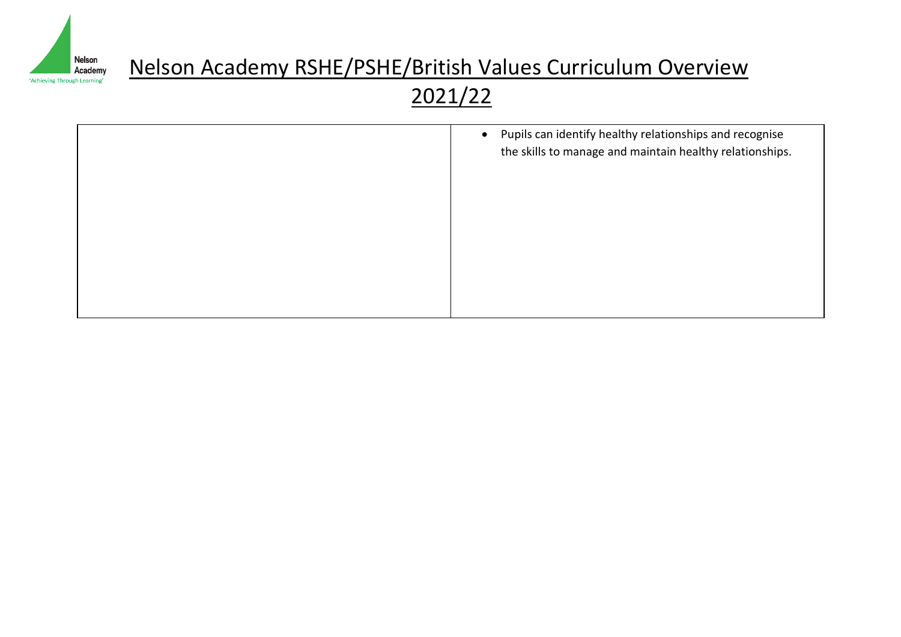# Nelson Academy RSHE/PSHE/British Values Curriculum Overview 2021/22

| | |
|---|---|
| | • Pupils can identify healthy relationships and recognise the skills to manage and maintain healthy relationships. |